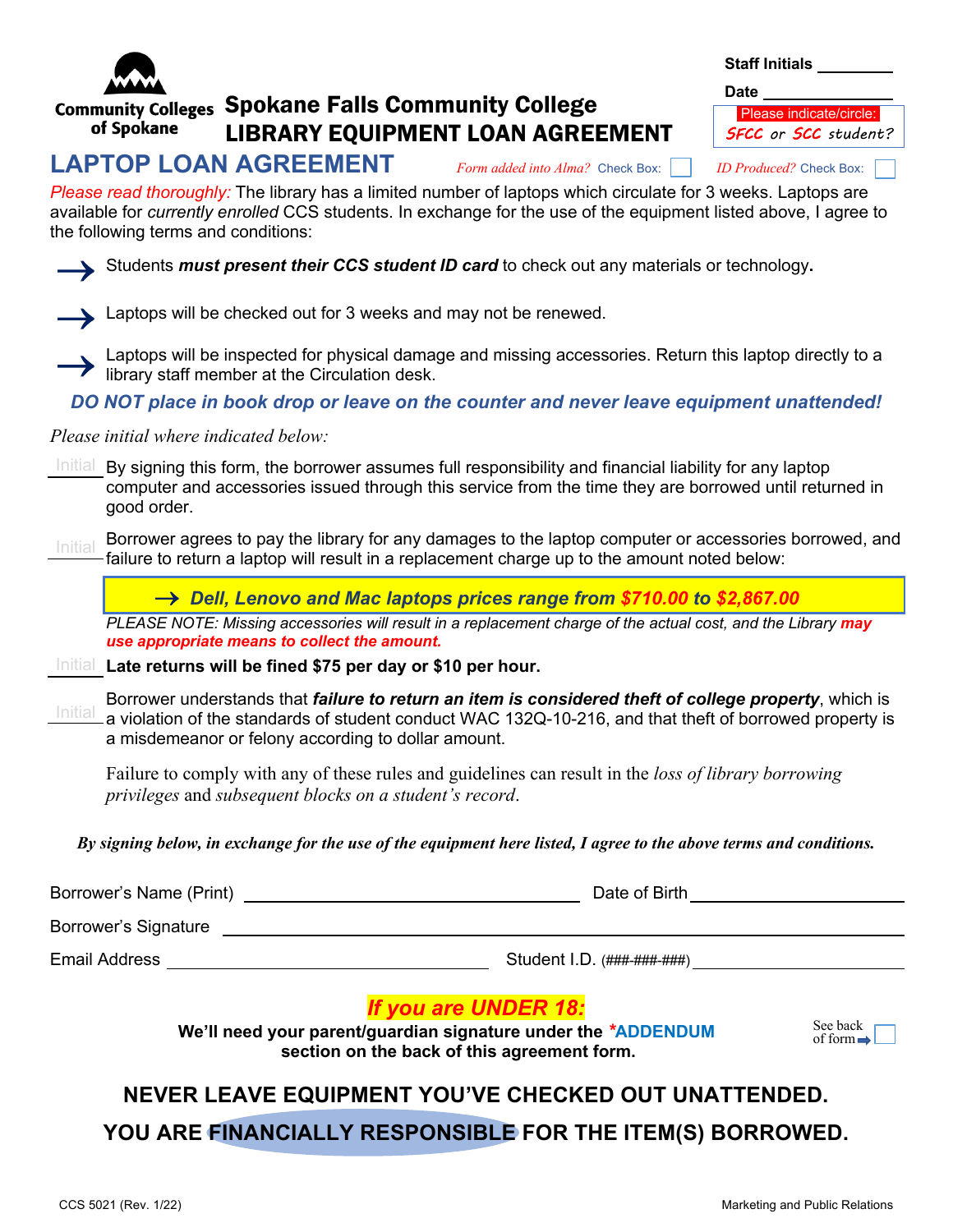Community Colleges of Spokane

# Spokane Falls Community College
# LIBRARY EQUIPMENT LOAN AGREEMENT

Staff Initials ________

Date ____________

Please indicate/circle: *SFCC or SCC student?*

## LAPTOP LOAN AGREEMENT

*Form added into Alma?* Check Box: ☐ *ID Produced?* Check Box: ☐

*Please read thoroughly:* The library has a limited number of laptops which circulate for 3 weeks. Laptops are available for *currently enrolled* CCS students. In exchange for the use of the equipment listed above, I agree to the following terms and conditions:

→ Students ***must present their CCS student ID card*** to check out any materials or technology**.**

→ Laptops will be checked out for 3 weeks and may not be renewed.

→ Laptops will be inspected for physical damage and missing accessories. Return this laptop directly to a library staff member at the Circulation desk.

***DO NOT place in book drop or leave on the counter and never leave equipment unattended!***

*Please initial where indicated below:*

Initial ______ By signing this form, the borrower assumes full responsibility and financial liability for any laptop computer and accessories issued through this service from the time they are borrowed until returned in good order.

Initial ______ Borrower agrees to pay the library for any damages to the laptop computer or accessories borrowed, and failure to return a laptop will result in a replacement charge up to the amount noted below:

**→ *Dell, Lenovo and Mac laptops prices range from $710.00 to $2,867.00***

*PLEASE NOTE: Missing accessories will result in a replacement charge of the actual cost, and the Library* ***may use appropriate means to collect the amount.***

Initial ______ **Late returns will be fined $75 per day or $10 per hour.**

Initial ______ Borrower understands that ***failure to return an item is considered theft of college property***, which is a violation of the standards of student conduct WAC 132Q-10-216, and that theft of borrowed property is a misdemeanor or felony according to dollar amount.

Failure to comply with any of these rules and guidelines can result in the *loss of library borrowing privileges* and *subsequent blocks on a student's record*.

***By signing below, in exchange for the use of the equipment here listed, I agree to the above terms and conditions.***

Borrower's Name (Print) ______________________ Date of Birth ______________

Borrower's Signature ______________________________________

Email Address ______________________ Student I.D. (###-###-###) ______________

***If you are UNDER 18:***

**We'll need your parent/guardian signature under the \*ADDENDUM section on the back of this agreement form.**

See back of form → ☐

**NEVER LEAVE EQUIPMENT YOU'VE CHECKED OUT UNATTENDED.**

**YOU ARE FINANCIALLY RESPONSIBLE FOR THE ITEM(S) BORROWED.**

CCS 5021 (Rev. 1/22) Marketing and Public Relations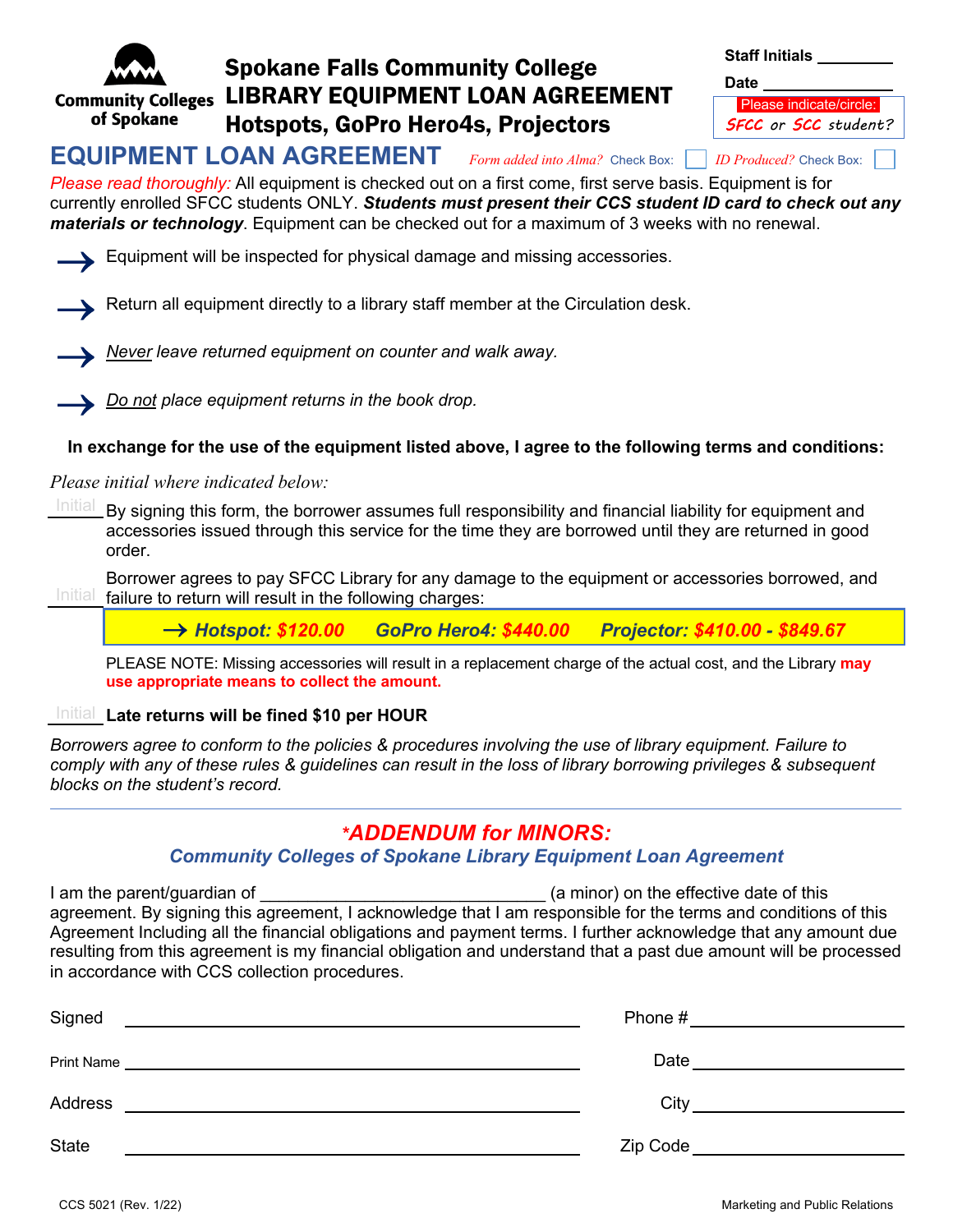Community Colleges of Spokane

# Spokane Falls Community College
# LIBRARY EQUIPMENT LOAN AGREEMENT
# Hotspots, GoPro Hero4s, Projectors

Staff Initials ________

Date ______________

Please indicate/circle: *SFCC* or *SCC* *student?*

## EQUIPMENT LOAN AGREEMENT

*Form added into Alma?* Check Box: ☐ *ID Produced?* Check Box: ☐

*Please read thoroughly:* All equipment is checked out on a first come, first serve basis. Equipment is for currently enrolled SFCC students ONLY. ***Students must present their CCS student ID card to check out any materials or technology***. Equipment can be checked out for a maximum of 3 weeks with no renewal.

→ Equipment will be inspected for physical damage and missing accessories.

→ Return all equipment directly to a library staff member at the Circulation desk.

→ *Never leave returned equipment on counter and walk away.*

→ *Do not place equipment returns in the book drop.*

**In exchange for the use of the equipment listed above, I agree to the following terms and conditions:**

*Please initial where indicated below:*

Initial ______ By signing this form, the borrower assumes full responsibility and financial liability for equipment and accessories issued through this service for the time they are borrowed until they are returned in good order.

Initial ______ Borrower agrees to pay SFCC Library for any damage to the equipment or accessories borrowed, and failure to return will result in the following charges:

***→ Hotspot: $120.00 GoPro Hero4: $440.00 Projector: $410.00 - $849.67***

PLEASE NOTE: Missing accessories will result in a replacement charge of the actual cost, and the Library **may use appropriate means to collect the amount.**

Initial ______ **Late returns will be fined $10 per HOUR**

*Borrowers agree to conform to the policies & procedures involving the use of library equipment. Failure to comply with any of these rules & guidelines can result in the loss of library borrowing privileges & subsequent blocks on the student's record.*

---

## *ADDENDUM for MINORS:
### *Community Colleges of Spokane Library Equipment Loan Agreement*

I am the parent/guardian of ____________________________ (a minor) on the effective date of this agreement. By signing this agreement, I acknowledge that I am responsible for the terms and conditions of this Agreement Including all the financial obligations and payment terms. I further acknowledge that any amount due resulting from this agreement is my financial obligation and understand that a past due amount will be processed in accordance with CCS collection procedures.

Signed ________________________________ Phone # ____________________

Print Name ________________________________ Date ____________________

Address ________________________________ City ____________________

State ________________________________ Zip Code ____________________

CCS 5021 (Rev. 1/22) Marketing and Public Relations